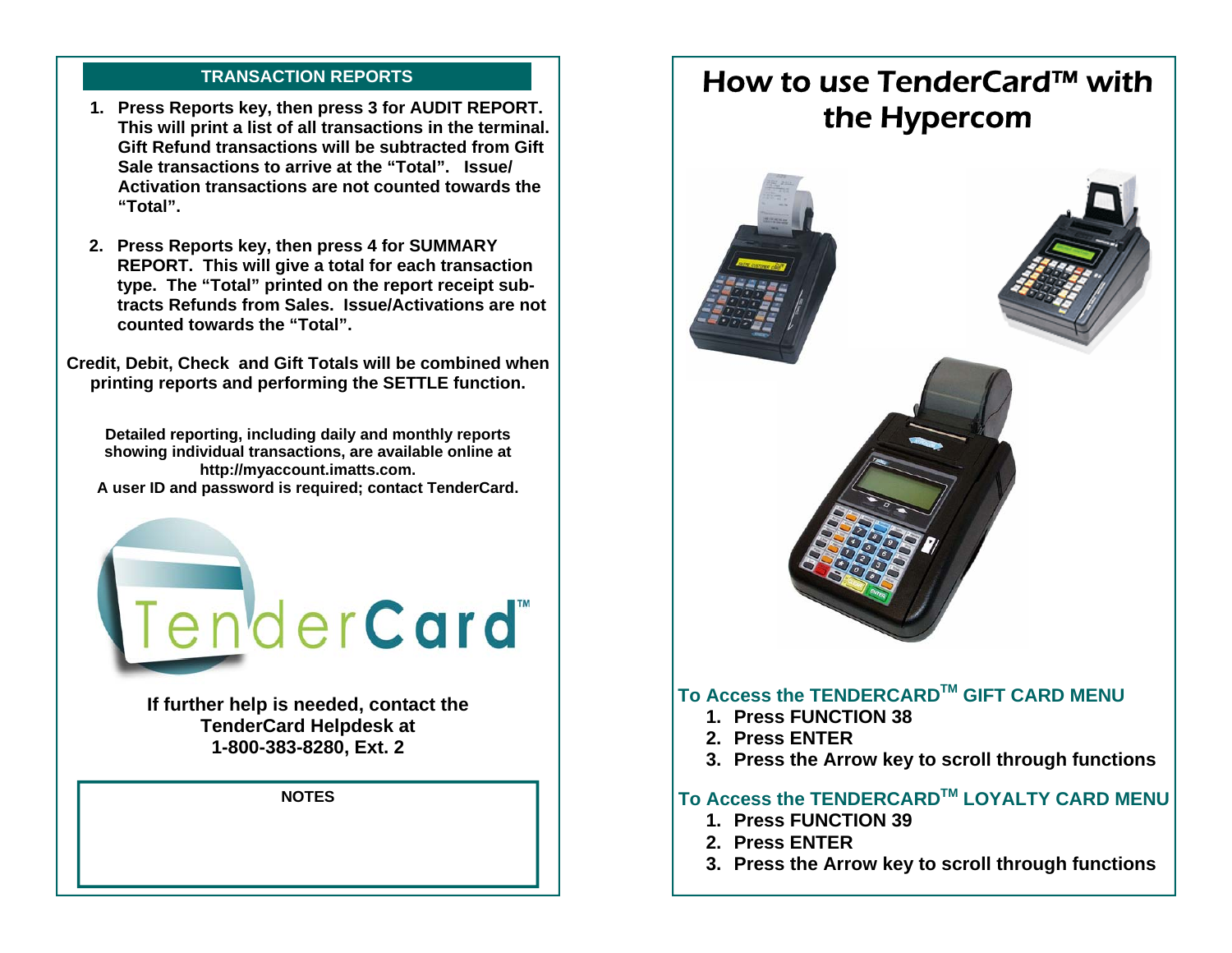## TRANSACTION REPORTS

1. **Press Reports key, then press 3 for AUDIT REPORT. This will print a list of all transactions in the terminal. Gift Refund transactions will be subtracted from Gift Sale transactions to arrive at the "Total". Issue/ Activation transactions are not counted towards the "Total".**

2. **Press Reports key, then press 4 for SUMMARY REPORT. This will give a total for each transaction type. The "Total" printed on the report receipt subtracts Refunds from Sales. Issue/Activations are not counted towards the "Total".**

**Credit, Debit, Check and Gift Totals will be combined when printing reports and performing the SETTLE function.**

**Detailed reporting, including daily and monthly reports showing individual transactions, are available online at http://myaccount.imatts.com.**
**A user ID and password is required; contact TenderCard.**

TenderCard™

**If further help is needed, contact the TenderCard Helpdesk at 1-800-383-8280, Ext. 2**

**NOTES**

# How to use TenderCard™ with the Hypercom

## To Access the TENDERCARD™ GIFT CARD MENU

1. **Press FUNCTION 38**
2. **Press ENTER**
3. **Press the Arrow key to scroll through functions**

## To Access the TENDERCARD™ LOYALTY CARD MENU

1. **Press FUNCTION 39**
2. **Press ENTER**
3. **Press the Arrow key to scroll through functions**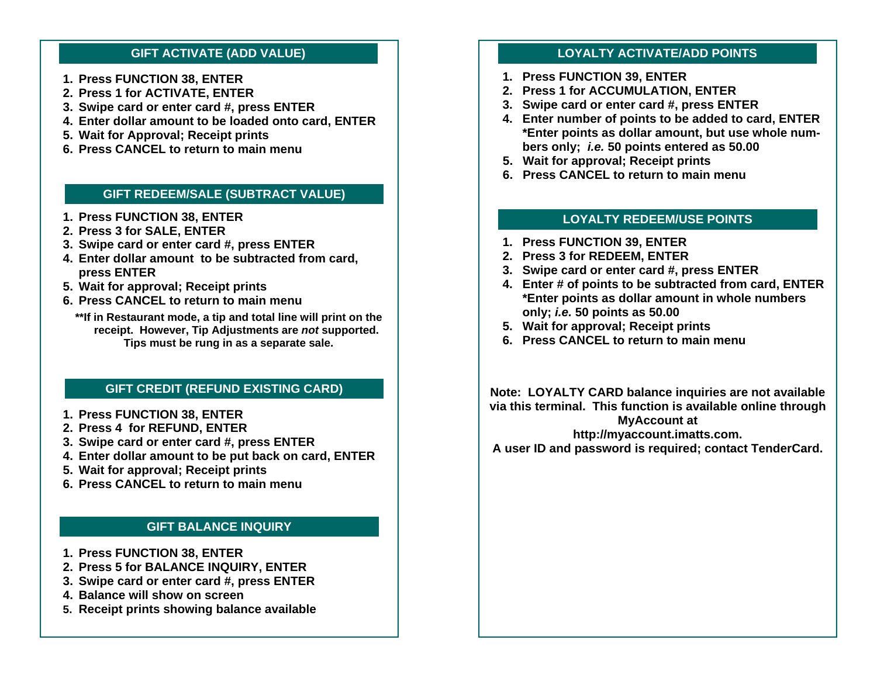## GIFT ACTIVATE (ADD VALUE)

1. **Press FUNCTION 38, ENTER**
2. **Press 1 for ACTIVATE, ENTER**
3. **Swipe card or enter card #, press ENTER**
4. **Enter dollar amount to be loaded onto card, ENTER**
5. **Wait for Approval; Receipt prints**
6. **Press CANCEL to return to main menu**

## GIFT REDEEM/SALE (SUBTRACT VALUE)

1. **Press FUNCTION 38, ENTER**
2. **Press 3 for SALE, ENTER**
3. **Swipe card or enter card #, press ENTER**
4. **Enter dollar amount to be subtracted from card, press ENTER**
5. **Wait for approval; Receipt prints**
6. **Press CANCEL to return to main menu**

**\*\*If in Restaurant mode, a tip and total line will print on the receipt. However, Tip Adjustments are *not* supported. Tips must be rung in as a separate sale.**

## GIFT CREDIT (REFUND EXISTING CARD)

1. **Press FUNCTION 38, ENTER**
2. **Press 4 for REFUND, ENTER**
3. **Swipe card or enter card #, press ENTER**
4. **Enter dollar amount to be put back on card, ENTER**
5. **Wait for approval; Receipt prints**
6. **Press CANCEL to return to main menu**

## GIFT BALANCE INQUIRY

1. **Press FUNCTION 38, ENTER**
2. **Press 5 for BALANCE INQUIRY, ENTER**
3. **Swipe card or enter card #, press ENTER**
4. **Balance will show on screen**
5. **Receipt prints showing balance available**

## LOYALTY ACTIVATE/ADD POINTS

1. **Press FUNCTION 39, ENTER**
2. **Press 1 for ACCUMULATION, ENTER**
3. **Swipe card or enter card #, press ENTER**
4. **Enter number of points to be added to card, ENTER**
   **\*Enter points as dollar amount, but use whole numbers only; *i.e.* 50 points entered as 50.00**
5. **Wait for approval; Receipt prints**
6. **Press CANCEL to return to main menu**

## LOYALTY REDEEM/USE POINTS

1. **Press FUNCTION 39, ENTER**
2. **Press 3 for REDEEM, ENTER**
3. **Swipe card or enter card #, press ENTER**
4. **Enter # of points to be subtracted from card, ENTER**
   **\*Enter points as dollar amount in whole numbers only; *i.e.* 50 points as 50.00**
5. **Wait for approval; Receipt prints**
6. **Press CANCEL to return to main menu**

**Note: LOYALTY CARD balance inquiries are not available via this terminal. This function is available online through MyAccount at http://myaccount.imatts.com. A user ID and password is required; contact TenderCard.**